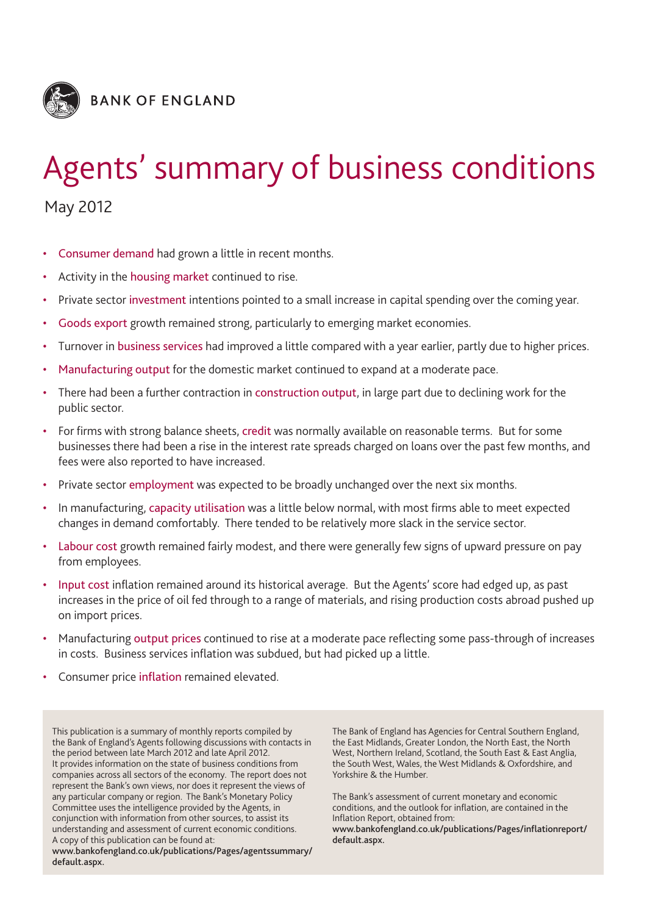BANK OF ENGLAND

# Agents' summary of business conditions

May 2012

- Consumer demand had grown a little in recent months.
- Activity in the housing market continued to rise.
- Private sector investment intentions pointed to a small increase in capital spending over the coming year.
- Goods export growth remained strong, particularly to emerging market economies.
- Turnover in business services had improved a little compared with a year earlier, partly due to higher prices.
- Manufacturing output for the domestic market continued to expand at a moderate pace.
- There had been a further contraction in construction output, in large part due to declining work for the public sector.
- For firms with strong balance sheets, credit was normally available on reasonable terms. But for some businesses there had been a rise in the interest rate spreads charged on loans over the past few months, and fees were also reported to have increased.
- Private sector employment was expected to be broadly unchanged over the next six months.
- In manufacturing, capacity utilisation was a little below normal, with most firms able to meet expected changes in demand comfortably. There tended to be relatively more slack in the service sector.
- Labour cost growth remained fairly modest, and there were generally few signs of upward pressure on pay from employees.
- Input cost inflation remained around its historical average. But the Agents' score had edged up, as past increases in the price of oil fed through to a range of materials, and rising production costs abroad pushed up on import prices.
- Manufacturing output prices continued to rise at a moderate pace reflecting some pass-through of increases in costs. Business services inflation was subdued, but had picked up a little.
- Consumer price inflation remained elevated.

This publication is a summary of monthly reports compiled by the Bank of England's Agents following discussions with contacts in the period between late March 2012 and late April 2012. It provides information on the state of business conditions from companies across all sectors of the economy. The report does not represent the Bank's own views, nor does it represent the views of any particular company or region. The Bank's Monetary Policy Committee uses the intelligence provided by the Agents, in conjunction with information from other sources, to assist its understanding and assessment of current economic conditions. A copy of this publication can be found at:
**www.bankofengland.co.uk/publications/Pages/agentssummary/default.aspx.**

The Bank of England has Agencies for Central Southern England, the East Midlands, Greater London, the North East, the North West, Northern Ireland, Scotland, the South East & East Anglia, the South West, Wales, the West Midlands & Oxfordshire, and Yorkshire & the Humber.

The Bank's assessment of current monetary and economic conditions, and the outlook for inflation, are contained in the Inflation Report, obtained from:
**www.bankofengland.co.uk/publications/Pages/inflationreport/default.aspx.**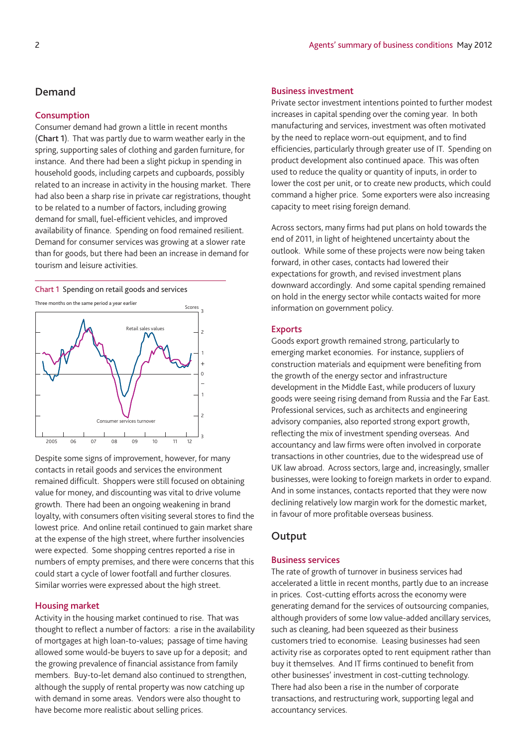## Demand

### Consumption

Consumer demand had grown a little in recent months (**Chart 1**). That was partly due to warm weather early in the spring, supporting sales of clothing and garden furniture, for instance. And there had been a slight pickup in spending in household goods, including carpets and cupboards, possibly related to an increase in activity in the housing market. There had also been a sharp rise in private car registrations, thought to be related to a number of factors, including growing demand for small, fuel-efficient vehicles, and improved availability of finance. Spending on food remained resilient. Demand for consumer services was growing at a slower rate than for goods, but there had been an increase in demand for tourism and leisure activities.

Chart 1 Spending on retail goods and services

Three months on the same period a year earlier

Scores

Retail sales values

Consumer services turnover

Despite some signs of improvement, however, for many contacts in retail goods and services the environment remained difficult. Shoppers were still focused on obtaining value for money, and discounting was vital to drive volume growth. There had been an ongoing weakening in brand loyalty, with consumers often visiting several stores to find the lowest price. And online retail continued to gain market share at the expense of the high street, where further insolvencies were expected. Some shopping centres reported a rise in numbers of empty premises, and there were concerns that this could start a cycle of lower footfall and further closures. Similar worries were expressed about the high street.

### Housing market

Activity in the housing market continued to rise. That was thought to reflect a number of factors: a rise in the availability of mortgages at high loan-to-values; passage of time having allowed some would-be buyers to save up for a deposit; and the growing prevalence of financial assistance from family members. Buy-to-let demand also continued to strengthen, although the supply of rental property was now catching up with demand in some areas. Vendors were also thought to have become more realistic about selling prices.

### Business investment

Private sector investment intentions pointed to further modest increases in capital spending over the coming year. In both manufacturing and services, investment was often motivated by the need to replace worn-out equipment, and to find efficiencies, particularly through greater use of IT. Spending on product development also continued apace. This was often used to reduce the quality or quantity of inputs, in order to lower the cost per unit, or to create new products, which could command a higher price. Some exporters were also increasing capacity to meet rising foreign demand.

Across sectors, many firms had put plans on hold towards the end of 2011, in light of heightened uncertainty about the outlook. While some of these projects were now being taken forward, in other cases, contacts had lowered their expectations for growth, and revised investment plans downward accordingly. And some capital spending remained on hold in the energy sector while contacts waited for more information on government policy.

### Exports

Goods export growth remained strong, particularly to emerging market economies. For instance, suppliers of construction materials and equipment were benefiting from the growth of the energy sector and infrastructure development in the Middle East, while producers of luxury goods were seeing rising demand from Russia and the Far East. Professional services, such as architects and engineering advisory companies, also reported strong export growth, reflecting the mix of investment spending overseas. And accountancy and law firms were often involved in corporate transactions in other countries, due to the widespread use of UK law abroad. Across sectors, large and, increasingly, smaller businesses, were looking to foreign markets in order to expand. And in some instances, contacts reported that they were now declining relatively low margin work for the domestic market, in favour of more profitable overseas business.

## Output

### Business services

The rate of growth of turnover in business services had accelerated a little in recent months, partly due to an increase in prices. Cost-cutting efforts across the economy were generating demand for the services of outsourcing companies, although providers of some low value-added ancillary services, such as cleaning, had been squeezed as their business customers tried to economise. Leasing businesses had seen activity rise as corporates opted to rent equipment rather than buy it themselves. And IT firms continued to benefit from other businesses' investment in cost-cutting technology. There had also been a rise in the number of corporate transactions, and restructuring work, supporting legal and accountancy services.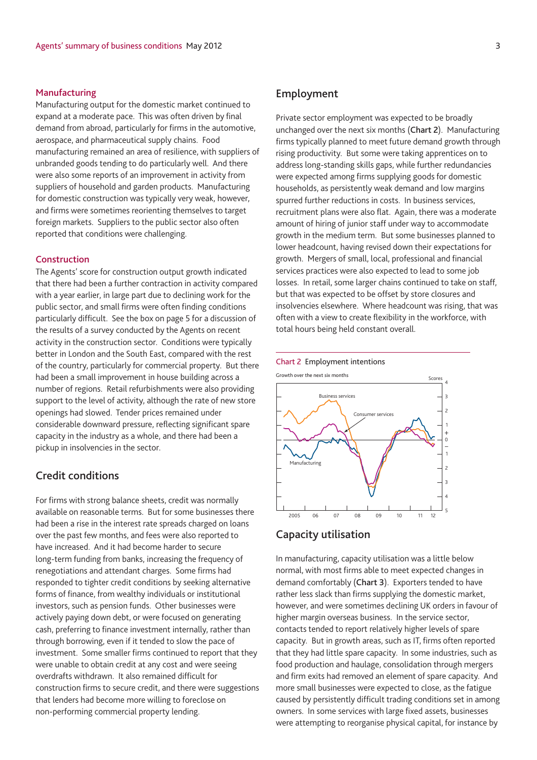### Manufacturing

Manufacturing output for the domestic market continued to expand at a moderate pace. This was often driven by final demand from abroad, particularly for firms in the automotive, aerospace, and pharmaceutical supply chains. Food manufacturing remained an area of resilience, with suppliers of unbranded goods tending to do particularly well. And there were also some reports of an improvement in activity from suppliers of household and garden products. Manufacturing for domestic construction was typically very weak, however, and firms were sometimes reorienting themselves to target foreign markets. Suppliers to the public sector also often reported that conditions were challenging.

### Construction

The Agents' score for construction output growth indicated that there had been a further contraction in activity compared with a year earlier, in large part due to declining work for the public sector, and small firms were often finding conditions particularly difficult. See the box on page 5 for a discussion of the results of a survey conducted by the Agents on recent activity in the construction sector. Conditions were typically better in London and the South East, compared with the rest of the country, particularly for commercial property. But there had been a small improvement in house building across a number of regions. Retail refurbishments were also providing support to the level of activity, although the rate of new store openings had slowed. Tender prices remained under considerable downward pressure, reflecting significant spare capacity in the industry as a whole, and there had been a pickup in insolvencies in the sector.

## Credit conditions

For firms with strong balance sheets, credit was normally available on reasonable terms. But for some businesses there had been a rise in the interest rate spreads charged on loans over the past few months, and fees were also reported to have increased. And it had become harder to secure long-term funding from banks, increasing the frequency of renegotiations and attendant charges. Some firms had responded to tighter credit conditions by seeking alternative forms of finance, from wealthy individuals or institutional investors, such as pension funds. Other businesses were actively paying down debt, or were focused on generating cash, preferring to finance investment internally, rather than through borrowing, even if it tended to slow the pace of investment. Some smaller firms continued to report that they were unable to obtain credit at any cost and were seeing overdrafts withdrawn. It also remained difficult for construction firms to secure credit, and there were suggestions that lenders had become more willing to foreclose on non-performing commercial property lending.

## Employment

Private sector employment was expected to be broadly unchanged over the next six months (**Chart 2**). Manufacturing firms typically planned to meet future demand growth through rising productivity. But some were taking apprentices on to address long-standing skills gaps, while further redundancies were expected among firms supplying goods for domestic households, as persistently weak demand and low margins spurred further reductions in costs. In business services, recruitment plans were also flat. Again, there was a moderate amount of hiring of junior staff under way to accommodate growth in the medium term. But some businesses planned to lower headcount, having revised down their expectations for growth. Mergers of small, local, professional and financial services practices were also expected to lead to some job losses. In retail, some larger chains continued to take on staff, but that was expected to be offset by store closures and insolvencies elsewhere. Where headcount was rising, that was often with a view to create flexibility in the workforce, with total hours being held constant overall.

Chart 2 Employment intentions

## Capacity utilisation

In manufacturing, capacity utilisation was a little below normal, with most firms able to meet expected changes in demand comfortably (**Chart 3**). Exporters tended to have rather less slack than firms supplying the domestic market, however, and were sometimes declining UK orders in favour of higher margin overseas business. In the service sector, contacts tended to report relatively higher levels of spare capacity. But in growth areas, such as IT, firms often reported that they had little spare capacity. In some industries, such as food production and haulage, consolidation through mergers and firm exits had removed an element of spare capacity. And more small businesses were expected to close, as the fatigue caused by persistently difficult trading conditions set in among owners. In some services with large fixed assets, businesses were attempting to reorganise physical capital, for instance by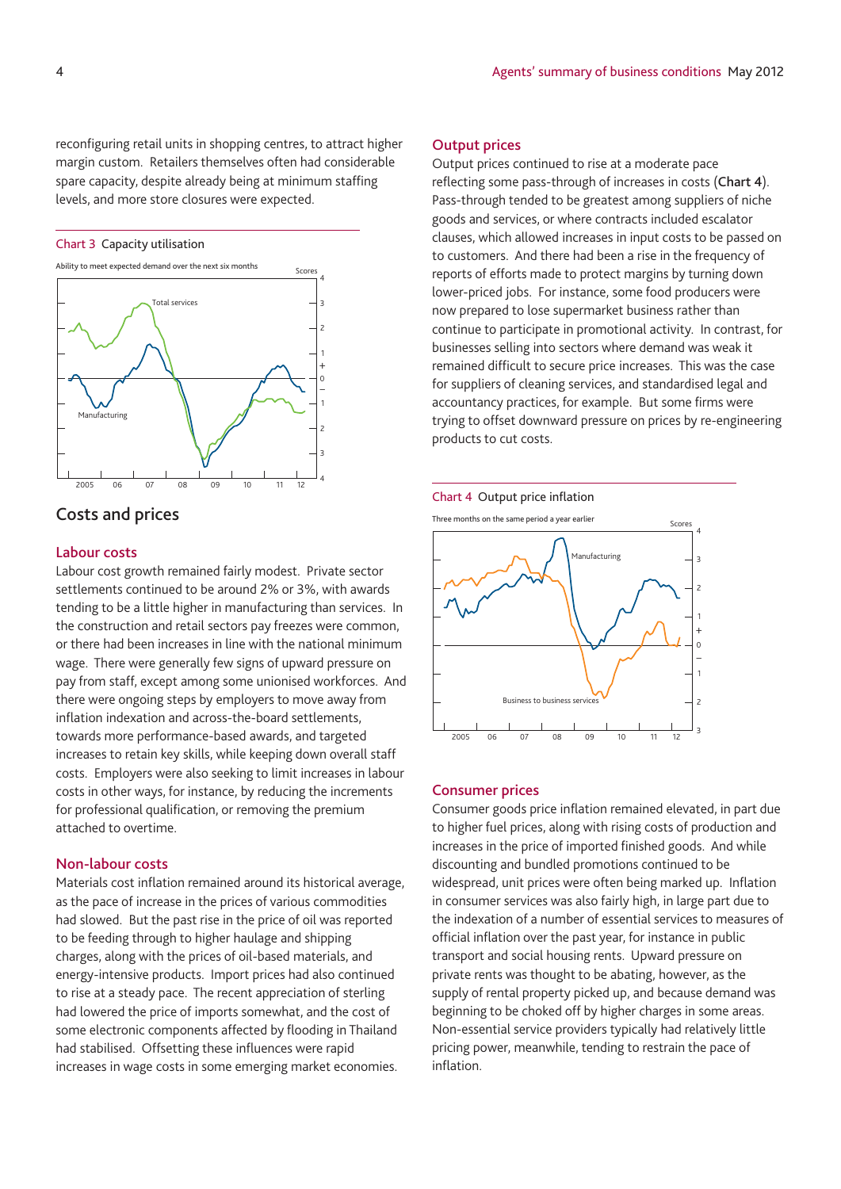reconfiguring retail units in shopping centres, to attract higher margin custom. Retailers themselves often had considerable spare capacity, despite already being at minimum staffing levels, and more store closures were expected.

Chart 3 Capacity utilisation

Ability to meet expected demand over the next six months

## Costs and prices

### Labour costs

Labour cost growth remained fairly modest. Private sector settlements continued to be around 2% or 3%, with awards tending to be a little higher in manufacturing than services. In the construction and retail sectors pay freezes were common, or there had been increases in line with the national minimum wage. There were generally few signs of upward pressure on pay from staff, except among some unionised workforces. And there were ongoing steps by employers to move away from inflation indexation and across-the-board settlements, towards more performance-based awards, and targeted increases to retain key skills, while keeping down overall staff costs. Employers were also seeking to limit increases in labour costs in other ways, for instance, by reducing the increments for professional qualification, or removing the premium attached to overtime.

### Non-labour costs

Materials cost inflation remained around its historical average, as the pace of increase in the prices of various commodities had slowed. But the past rise in the price of oil was reported to be feeding through to higher haulage and shipping charges, along with the prices of oil-based materials, and energy-intensive products. Import prices had also continued to rise at a steady pace. The recent appreciation of sterling had lowered the price of imports somewhat, and the cost of some electronic components affected by flooding in Thailand had stabilised. Offsetting these influences were rapid increases in wage costs in some emerging market economies.

### Output prices

Output prices continued to rise at a moderate pace reflecting some pass-through of increases in costs (**Chart 4**). Pass-through tended to be greatest among suppliers of niche goods and services, or where contracts included escalator clauses, which allowed increases in input costs to be passed on to customers. And there had been a rise in the frequency of reports of efforts made to protect margins by turning down lower-priced jobs. For instance, some food producers were now prepared to lose supermarket business rather than continue to participate in promotional activity. In contrast, for businesses selling into sectors where demand was weak it remained difficult to secure price increases. This was the case for suppliers of cleaning services, and standardised legal and accountancy practices, for example. But some firms were trying to offset downward pressure on prices by re-engineering products to cut costs.

Chart 4 Output price inflation

Three months on the same period a year earlier

### Consumer prices

Consumer goods price inflation remained elevated, in part due to higher fuel prices, along with rising costs of production and increases in the price of imported finished goods. And while discounting and bundled promotions continued to be widespread, unit prices were often being marked up. Inflation in consumer services was also fairly high, in large part due to the indexation of a number of essential services to measures of official inflation over the past year, for instance in public transport and social housing rents. Upward pressure on private rents was thought to be abating, however, as the supply of rental property picked up, and because demand was beginning to be choked off by higher charges in some areas. Non-essential service providers typically had relatively little pricing power, meanwhile, tending to restrain the pace of inflation.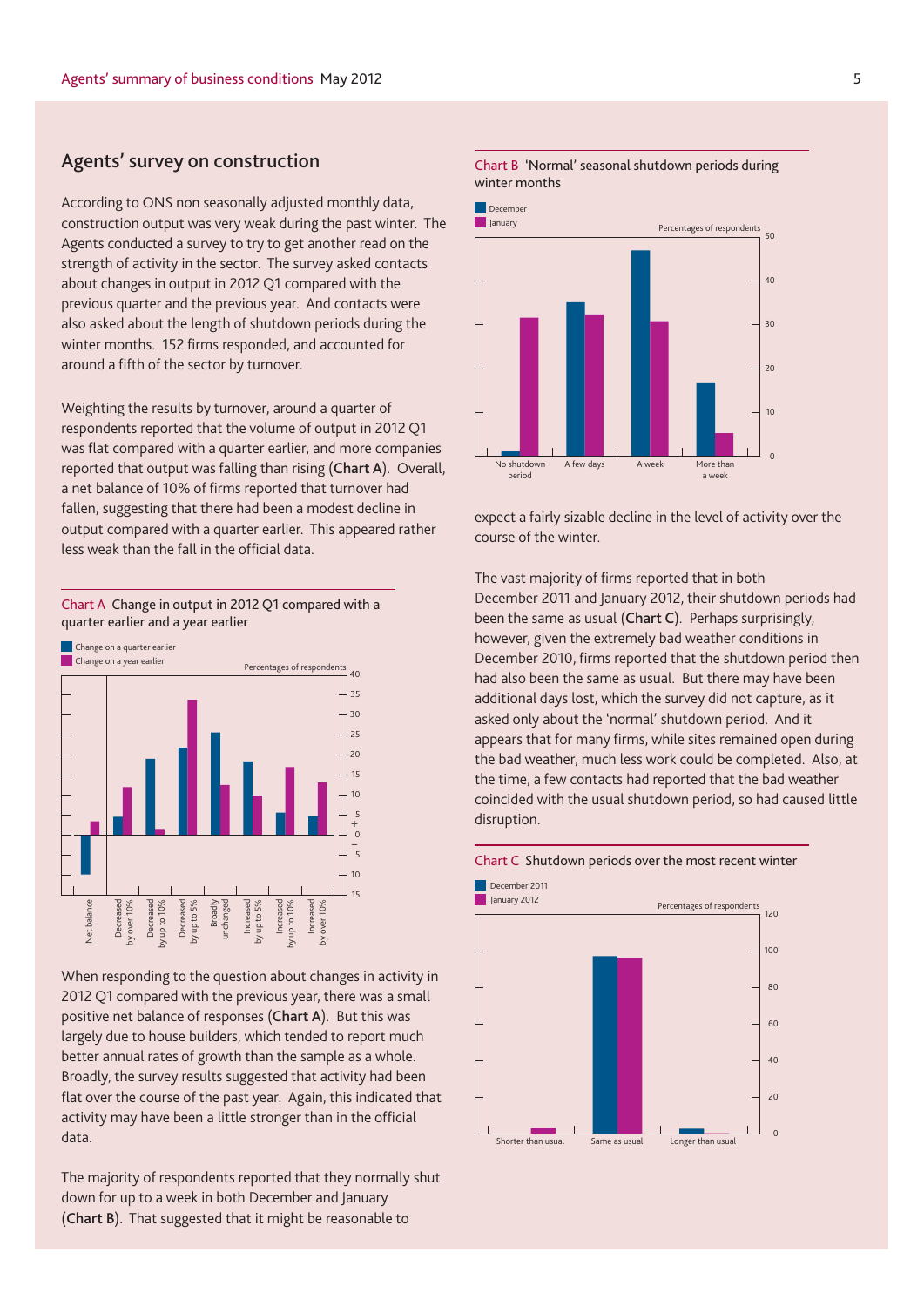## Agents' survey on construction

According to ONS seasonally adjusted monthly data, construction output was very weak during the past winter. The Agents conducted a survey to try to get another read on the strength of activity in the sector. The survey asked contacts about changes in output in 2012 Q1 compared with the previous quarter and the previous year. And contacts were also asked about the length of shutdown periods during the winter months. 152 firms responded, and accounted for around a fifth of the sector by turnover.

Weighting the results by turnover, around a quarter of respondents reported that the volume of output in 2012 Q1 was flat compared with a quarter earlier, and more companies reported that output was falling than rising (**Chart A**). Overall, a net balance of 10% of firms reported that turnover had fallen, suggesting that there had been a modest decline in output compared with a quarter earlier. This appeared rather less weak than the fall in the official data.

Chart A Change in output in 2012 Q1 compared with a quarter earlier and a year earlier

Change on a quarter earlier
Change on a year earlier
Percentages of respondents
40
35
30
25
20
15
10
5
+
0
–
5
10
15
Net balance
Decreased by over 10%
Decreased by up to 10%
Decreased by up to 5%
Broadly unchanged
Increased by up to 5%
Increased by up to 10%
Increased by over 10%

When responding to the question about changes in activity in 2012 Q1 compared with the previous year, there was a small positive net balance of responses (**Chart A**). But this was largely due to house builders, which tended to report much better annual rates of growth than the sample as a whole. Broadly, the survey results suggested that activity had been flat over the course of the past year. Again, this indicated that activity may have been a little stronger than in the official data.

The majority of respondents reported that they normally shut down for up to a week in both December and January (**Chart B**). That suggested that it might be reasonable to expect a fairly sizable decline in the level of activity over the course of the winter.

Chart B 'Normal' seasonal shutdown periods during winter months

December
January
Percentages of respondents
50
40
30
20
10
0
No shutdown period
A few days
A week
More than a week

The vast majority of firms reported that in both December 2011 and January 2012, their shutdown periods had been the same as usual (**Chart C**). Perhaps surprisingly, however, given the extremely bad weather conditions in December 2010, firms reported that the shutdown period then had also been the same as usual. But there may have been additional days lost, which the survey did not capture, as it asked only about the 'normal' shutdown period. And it appears that for many firms, while sites remained open during the bad weather, much less work could be completed. Also, at the time, a few contacts had reported that the bad weather coincided with the usual shutdown period, so had caused little disruption.

Chart C Shutdown periods over the most recent winter

December 2011
January 2012
Percentages of respondents
120
100
80
60
40
20
0
Shorter than usual
Same as usual
Longer than usual